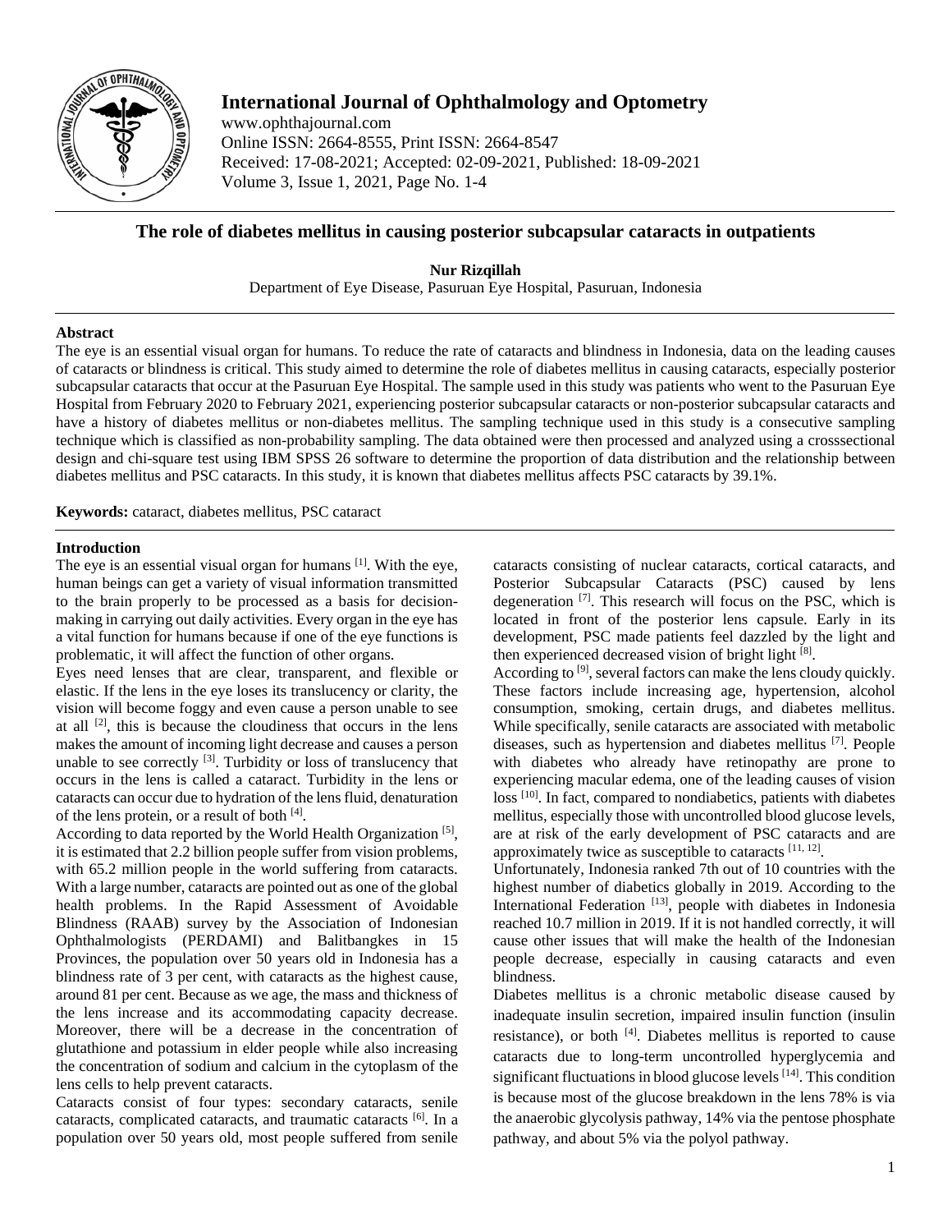# The role of diabetes mellitus in causing posterior subcapsular cataracts in outpatients

**Nur Rizqillah**

Department of Eye Disease, Pasuruan Eye Hospital, Pasuruan, Indonesia

## Abstract

The eye is an essential visual organ for humans. To reduce the rate of cataracts and blindness in Indonesia, data on the leading causes of cataracts or blindness is critical. This study aimed to determine the role of diabetes mellitus in causing cataracts, especially posterior subcapsular cataracts that occur at the Pasuruan Eye Hospital. The sample used in this study was patients who went to the Pasuruan Eye Hospital from February 2020 to February 2021, experiencing posterior subcapsular cataracts or non-posterior subcapsular cataracts and have a history of diabetes mellitus or non-diabetes mellitus. The sampling technique used in this study is a consecutive sampling technique which is classified as non-probability sampling. The data obtained were then processed and analyzed using a crosssectional design and chi-square test using IBM SPSS 26 software to determine the proportion of data distribution and the relationship between diabetes mellitus and PSC cataracts. In this study, it is known that diabetes mellitus affects PSC cataracts by 39.1%.

**Keywords:** cataract, diabetes mellitus, PSC cataract

## Introduction

The eye is an essential visual organ for humans [1]. With the eye, human beings can get a variety of visual information transmitted to the brain properly to be processed as a basis for decision-making in carrying out daily activities. Every organ in the eye has a vital function for humans because if one of the eye functions is problematic, it will affect the function of other organs.

Eyes need lenses that are clear, transparent, and flexible or elastic. If the lens in the eye loses its translucency or clarity, the vision will become foggy and even cause a person unable to see at all [2], this is because the cloudiness that occurs in the lens makes the amount of incoming light decrease and causes a person unable to see correctly [3]. Turbidity or loss of translucency that occurs in the lens is called a cataract. Turbidity in the lens or cataracts can occur due to hydration of the lens fluid, denaturation of the lens protein, or a result of both [4].

According to data reported by the World Health Organization [5], it is estimated that 2.2 billion people suffer from vision problems, with 65.2 million people in the world suffering from cataracts. With a large number, cataracts are pointed out as one of the global health problems. In the Rapid Assessment of Avoidable Blindness (RAAB) survey by the Association of Indonesian Ophthalmologists (PERDAMI) and Balitbangkes in 15 Provinces, the population over 50 years old in Indonesia has a blindness rate of 3 per cent, with cataracts as the highest cause, around 81 per cent. Because as we age, the mass and thickness of the lens increase and its accommodating capacity decrease. Moreover, there will be a decrease in the concentration of glutathione and potassium in elder people while also increasing the concentration of sodium and calcium in the cytoplasm of the lens cells to help prevent cataracts.

Cataracts consist of four types: secondary cataracts, senile cataracts, complicated cataracts, and traumatic cataracts [6]. In a population over 50 years old, most people suffered from senile cataracts consisting of nuclear cataracts, cortical cataracts, and Posterior Subcapsular Cataracts (PSC) caused by lens degeneration [7]. This research will focus on the PSC, which is located in front of the posterior lens capsule. Early in its development, PSC made patients feel dazzled by the light and then experienced decreased vision of bright light [8].

According to [9], several factors can make the lens cloudy quickly. These factors include increasing age, hypertension, alcohol consumption, smoking, certain drugs, and diabetes mellitus. While specifically, senile cataracts are associated with metabolic diseases, such as hypertension and diabetes mellitus [7]. People with diabetes who already have retinopathy are prone to experiencing macular edema, one of the leading causes of vision loss [10]. In fact, compared to nondiabetics, patients with diabetes mellitus, especially those with uncontrolled blood glucose levels, are at risk of the early development of PSC cataracts and are approximately twice as susceptible to cataracts [11, 12].

Unfortunately, Indonesia ranked 7th out of 10 countries with the highest number of diabetics globally in 2019. According to the International Federation [13], people with diabetes in Indonesia reached 10.7 million in 2019. If it is not handled correctly, it will cause other issues that will make the health of the Indonesian people decrease, especially in causing cataracts and even blindness.

Diabetes mellitus is a chronic metabolic disease caused by inadequate insulin secretion, impaired insulin function (insulin resistance), or both [4]. Diabetes mellitus is reported to cause cataracts due to long-term uncontrolled hyperglycemia and significant fluctuations in blood glucose levels [14]. This condition is because most of the glucose breakdown in the lens 78% is via the anaerobic glycolysis pathway, 14% via the pentose phosphate pathway, and about 5% via the polyol pathway.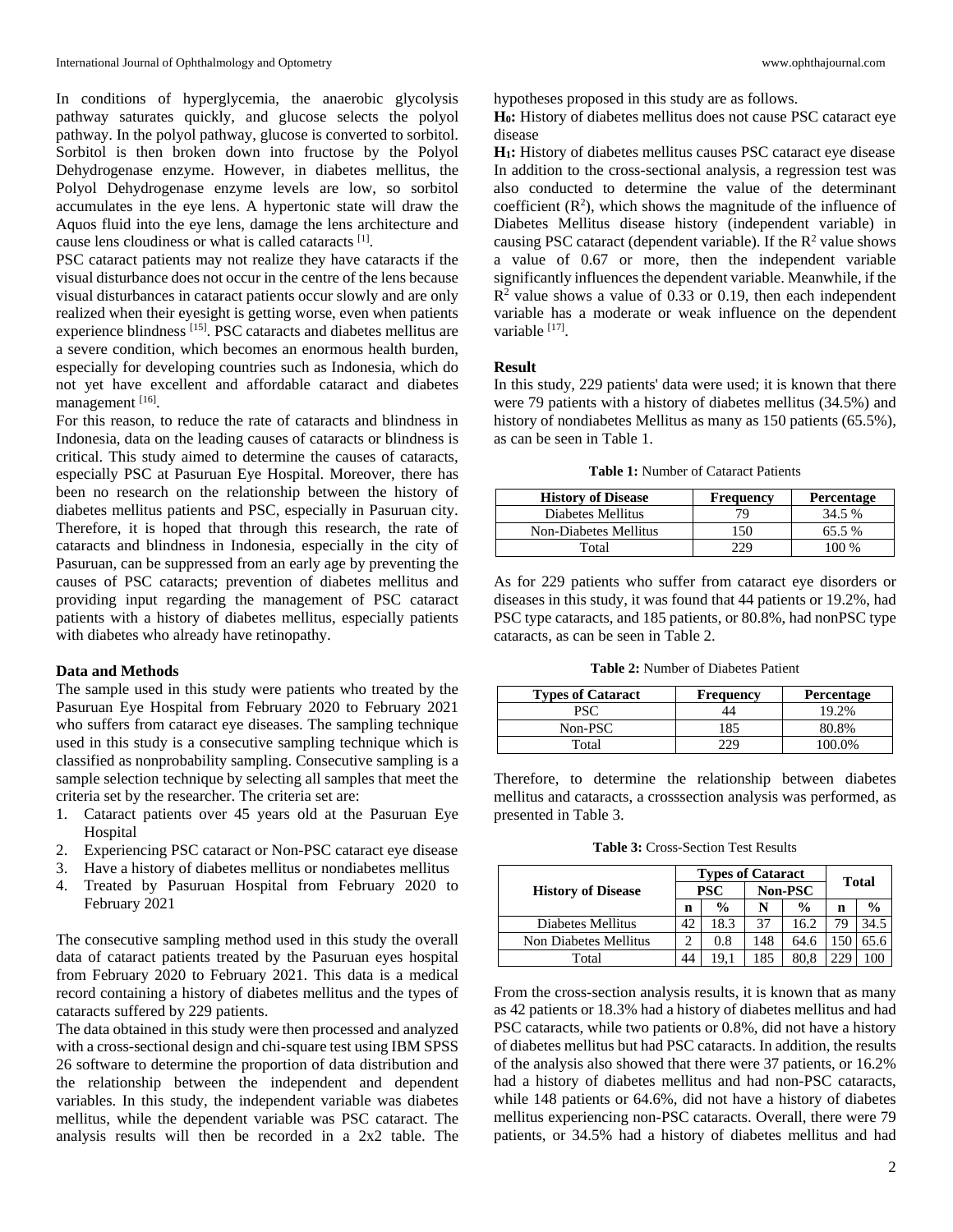In conditions of hyperglycemia, the anaerobic glycolysis pathway saturates quickly, and glucose selects the polyol pathway. In the polyol pathway, glucose is converted to sorbitol. Sorbitol is then broken down into fructose by the Polyol Dehydrogenase enzyme. However, in diabetes mellitus, the Polyol Dehydrogenase enzyme levels are low, so sorbitol accumulates in the eye lens. A hypertonic state will draw the Aquos fluid into the eye lens, damage the lens architecture and cause lens cloudiness or what is called cataracts [1].

PSC cataract patients may not realize they have cataracts if the visual disturbance does not occur in the centre of the lens because visual disturbances in cataract patients occur slowly and are only realized when their eyesight is getting worse, even when patients experience blindness [15]. PSC cataracts and diabetes mellitus are a severe condition, which becomes an enormous health burden, especially for developing countries such as Indonesia, which do not yet have excellent and affordable cataract and diabetes management [16].

For this reason, to reduce the rate of cataracts and blindness in Indonesia, data on the leading causes of cataracts or blindness is critical. This study aimed to determine the causes of cataracts, especially PSC at Pasuruan Eye Hospital. Moreover, there has been no research on the relationship between the history of diabetes mellitus patients and PSC, especially in Pasuruan city. Therefore, it is hoped that through this research, the rate of cataracts and blindness in Indonesia, especially in the city of Pasuruan, can be suppressed from an early age by preventing the causes of PSC cataracts; prevention of diabetes mellitus and providing input regarding the management of PSC cataract patients with a history of diabetes mellitus, especially patients with diabetes who already have retinopathy.

## Data and Methods

The sample used in this study were patients who treated by the Pasuruan Eye Hospital from February 2020 to February 2021 who suffers from cataract eye diseases. The sampling technique used in this study is a consecutive sampling technique which is classified as nonprobability sampling. Consecutive sampling is a sample selection technique by selecting all samples that meet the criteria set by the researcher. The criteria set are:

1. Cataract patients over 45 years old at the Pasuruan Eye Hospital
2. Experiencing PSC cataract or Non-PSC cataract eye disease
3. Have a history of diabetes mellitus or nondiabetes mellitus
4. Treated by Pasuruan Hospital from February 2020 to February 2021

The consecutive sampling method used in this study the overall data of cataract patients treated by the Pasuruan eyes hospital from February 2020 to February 2021. This data is a medical record containing a history of diabetes mellitus and the types of cataracts suffered by 229 patients.

The data obtained in this study were then processed and analyzed with a cross-sectional design and chi-square test using IBM SPSS 26 software to determine the proportion of data distribution and the relationship between the independent and dependent variables. In this study, the independent variable was diabetes mellitus, while the dependent variable was PSC cataract. The analysis results will then be recorded in a 2x2 table. The hypotheses proposed in this study are as follows.

**$H_0$:** History of diabetes mellitus does not cause PSC cataract eye disease

**$H_1$:** History of diabetes mellitus causes PSC cataract eye disease

In addition to the cross-sectional analysis, a regression test was also conducted to determine the value of the determinant coefficient ($R^2$), which shows the magnitude of the influence of Diabetes Mellitus disease history (independent variable) in causing PSC cataract (dependent variable). If the $R^2$ value shows a value of 0.67 or more, then the independent variable significantly influences the dependent variable. Meanwhile, if the $R^2$ value shows a value of 0.33 or 0.19, then each independent variable has a moderate or weak influence on the dependent variable [17].

## Result

In this study, 229 patients' data were used; it is known that there were 79 patients with a history of diabetes mellitus (34.5%) and history of nondiabetes Mellitus as many as 150 patients (65.5%), as can be seen in Table 1.

**Table 1:** Number of Cataract Patients

| History of Disease | Frequency | Percentage |
|---|---|---|
| Diabetes Mellitus | 79 | 34.5 % |
| Non-Diabetes Mellitus | 150 | 65.5 % |
| Total | 229 | 100 % |

As for 229 patients who suffer from cataract eye disorders or diseases in this study, it was found that 44 patients or 19.2%, had PSC type cataracts, and 185 patients, or 80.8%, had nonPSC type cataracts, as can be seen in Table 2.

**Table 2:** Number of Diabetes Patient

| Types of Cataract | Frequency | Percentage |
|---|---|---|
| PSC | 44 | 19.2% |
| Non-PSC | 185 | 80.8% |
| Total | 229 | 100.0% |

Therefore, to determine the relationship between diabetes mellitus and cataracts, a crosssection analysis was performed, as presented in Table 3.

**Table 3:** Cross-Section Test Results

| History of Disease | Types of Cataract | | | | Total | |
|---|---|---|---|---|---|---|
| | PSC | | Non-PSC | | | |
| | n | % | N | % | n | % |
| Diabetes Mellitus | 42 | 18.3 | 37 | 16.2 | 79 | 34.5 |
| Non Diabetes Mellitus | 2 | 0.8 | 148 | 64.6 | 150 | 65.6 |
| Total | 44 | 19,1 | 185 | 80,8 | 229 | 100 |

From the cross-section analysis results, it is known that as many as 42 patients or 18.3% had a history of diabetes mellitus and had PSC cataracts, while two patients or 0.8%, did not have a history of diabetes mellitus but had PSC cataracts. In addition, the results of the analysis also showed that there were 37 patients, or 16.2% had a history of diabetes mellitus and had non-PSC cataracts, while 148 patients or 64.6%, did not have a history of diabetes mellitus experiencing non-PSC cataracts. Overall, there were 79 patients, or 34.5% had a history of diabetes mellitus and had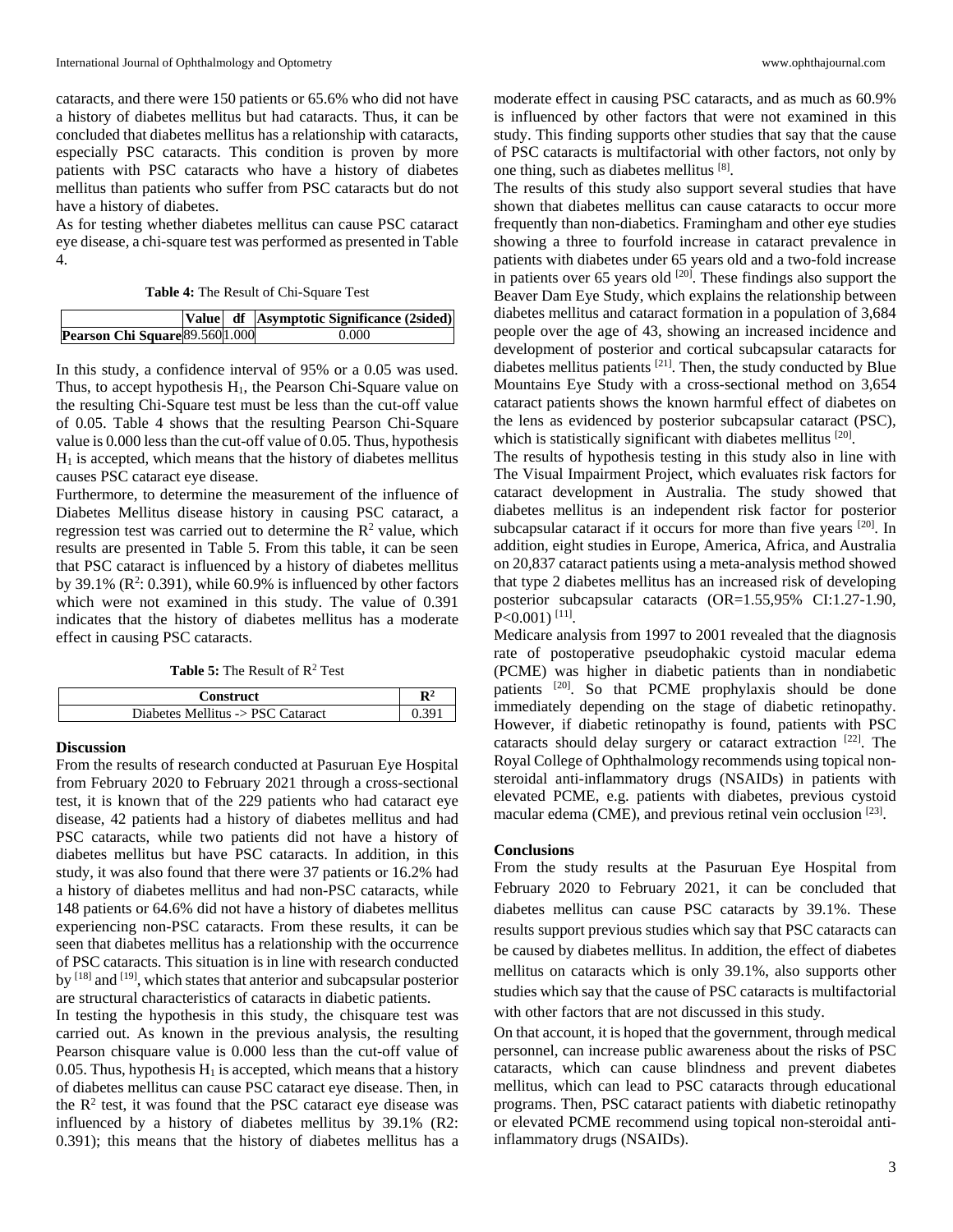cataracts, and there were 150 patients or 65.6% who did not have a history of diabetes mellitus but had cataracts. Thus, it can be concluded that diabetes mellitus has a relationship with cataracts, especially PSC cataracts. This condition is proven by more patients with PSC cataracts who have a history of diabetes mellitus than patients who suffer from PSC cataracts but do not have a history of diabetes.

As for testing whether diabetes mellitus can cause PSC cataract eye disease, a chi-square test was performed as presented in Table 4.

**Table 4:** The Result of Chi-Square Test

| | Value | df | Asymptotic Significance (2sided) |
|---|---|---|---|
| **Pearson Chi Square** | 89.560 | 1.000 | 0.000 |

In this study, a confidence interval of 95% or a 0.05 was used. Thus, to accept hypothesis $H_1$, the Pearson Chi-Square value on the resulting Chi-Square test must be less than the cut-off value of 0.05. Table 4 shows that the resulting Pearson Chi-Square value is 0.000 less than the cut-off value of 0.05. Thus, hypothesis $H_1$ is accepted, which means that the history of diabetes mellitus causes PSC cataract eye disease.

Furthermore, to determine the measurement of the influence of Diabetes Mellitus disease history in causing PSC cataract, a regression test was carried out to determine the $R^2$ value, which results are presented in Table 5. From this table, it can be seen that PSC cataract is influenced by a history of diabetes mellitus by 39.1% ($R^2$: 0.391), while 60.9% is influenced by other factors which were not examined in this study. The value of 0.391 indicates that the history of diabetes mellitus has a moderate effect in causing PSC cataracts.

**Table 5:** The Result of $R^2$ Test

| Construct | $R^2$ |
|---|---|
| Diabetes Mellitus -> PSC Cataract | 0.391 |

## Discussion

From the results of research conducted at Pasuruan Eye Hospital from February 2020 to February 2021 through a cross-sectional test, it is known that of the 229 patients who had cataract eye disease, 42 patients had a history of diabetes mellitus and had PSC cataracts, while two patients did not have a history of diabetes mellitus but have PSC cataracts. In addition, in this study, it was also found that there were 37 patients or 16.2% had a history of diabetes mellitus and had non-PSC cataracts, while 148 patients or 64.6% did not have a history of diabetes mellitus experiencing non-PSC cataracts. From these results, it can be seen that diabetes mellitus has a relationship with the occurrence of PSC cataracts. This situation is in line with research conducted by [18] and [19], which states that anterior and subcapsular posterior are structural characteristics of cataracts in diabetic patients.

In testing the hypothesis in this study, the chisquare test was carried out. As known in the previous analysis, the resulting Pearson chisquare value is 0.000 less than the cut-off value of 0.05. Thus, hypothesis $H_1$ is accepted, which means that a history of diabetes mellitus can cause PSC cataract eye disease. Then, in the $R^2$ test, it was found that the PSC cataract eye disease was influenced by a history of diabetes mellitus by 39.1% (R2: 0.391); this means that the history of diabetes mellitus has a moderate effect in causing PSC cataracts, and as much as 60.9% is influenced by other factors that were not examined in this study. This finding supports other studies that say that the cause of PSC cataracts is multifactorial with other factors, not only by one thing, such as diabetes mellitus [8].

The results of this study also support several studies that have shown that diabetes mellitus can cause cataracts to occur more frequently than non-diabetics. Framingham and other eye studies showing a three to fourfold increase in cataract prevalence in patients with diabetes under 65 years old and a two-fold increase in patients over 65 years old [20]. These findings also support the Beaver Dam Eye Study, which explains the relationship between diabetes mellitus and cataract formation in a population of 3,684 people over the age of 43, showing an increased incidence and development of posterior and cortical subcapsular cataracts for diabetes mellitus patients [21]. Then, the study conducted by Blue Mountains Eye Study with a cross-sectional method on 3,654 cataract patients shows the known harmful effect of diabetes on the lens as evidenced by posterior subcapsular cataract (PSC), which is statistically significant with diabetes mellitus [20].

The results of hypothesis testing in this study also in line with The Visual Impairment Project, which evaluates risk factors for cataract development in Australia. The study showed that diabetes mellitus is an independent risk factor for posterior subcapsular cataract if it occurs for more than five years [20]. In addition, eight studies in Europe, America, Africa, and Australia on 20,837 cataract patients using a meta-analysis method showed that type 2 diabetes mellitus has an increased risk of developing posterior subcapsular cataracts (OR=1.55,95% CI:1.27-1.90, $P<0.001$) [11].

Medicare analysis from 1997 to 2001 revealed that the diagnosis rate of postoperative pseudophakic cystoid macular edema (PCME) was higher in diabetic patients than in nondiabetic patients [20]. So that PCME prophylaxis should be done immediately depending on the stage of diabetic retinopathy. However, if diabetic retinopathy is found, patients with PSC cataracts should delay surgery or cataract extraction [22]. The Royal College of Ophthalmology recommends using topical non-steroidal anti-inflammatory drugs (NSAIDs) in patients with elevated PCME, e.g. patients with diabetes, previous cystoid macular edema (CME), and previous retinal vein occlusion [23].

## Conclusions

From the study results at the Pasuruan Eye Hospital from February 2020 to February 2021, it can be concluded that diabetes mellitus can cause PSC cataracts by 39.1%. These results support previous studies which say that PSC cataracts can be caused by diabetes mellitus. In addition, the effect of diabetes mellitus on cataracts which is only 39.1%, also supports other studies which say that the cause of PSC cataracts is multifactorial with other factors that are not discussed in this study.

On that account, it is hoped that the government, through medical personnel, can increase public awareness about the risks of PSC cataracts, which can cause blindness and prevent diabetes mellitus, which can lead to PSC cataracts through educational programs. Then, PSC cataract patients with diabetic retinopathy or elevated PCME recommend using topical non-steroidal anti-inflammatory drugs (NSAIDs).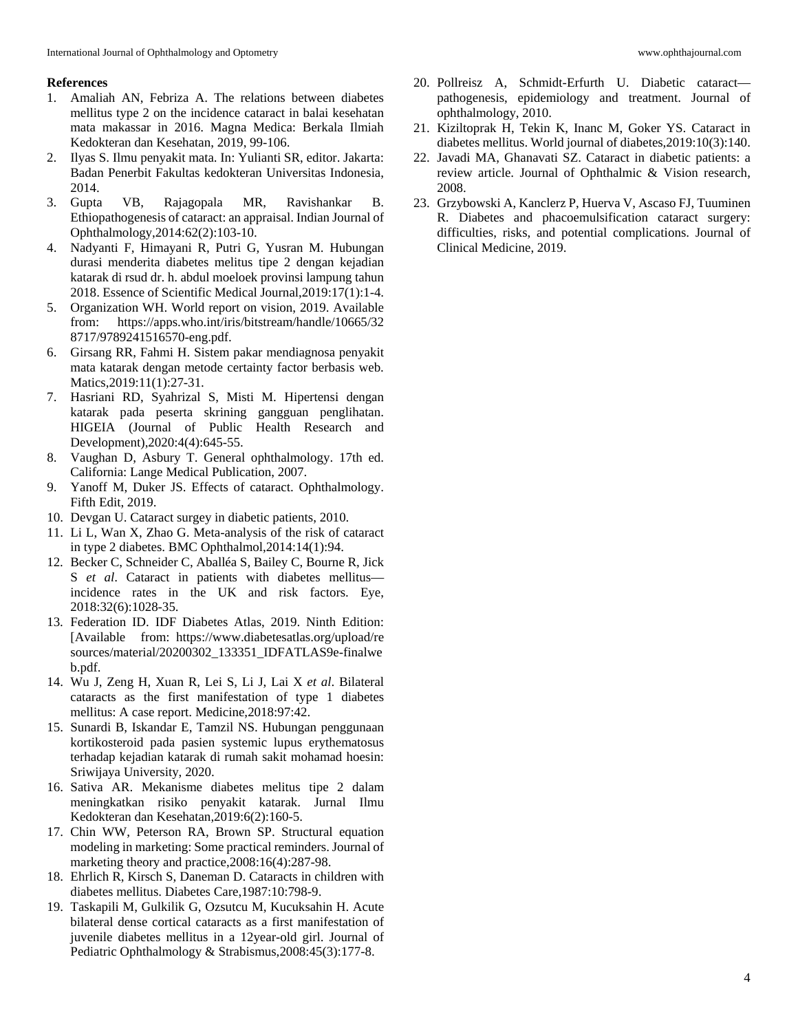## References

1. Amaliah AN, Febriza A. The relations between diabetes mellitus type 2 on the incidence cataract in balai kesehatan mata makassar in 2016. Magna Medica: Berkala Ilmiah Kedokteran dan Kesehatan, 2019, 99-106.
2. Ilyas S. Ilmu penyakit mata. In: Yulianti SR, editor. Jakarta: Badan Penerbit Fakultas kedokteran Universitas Indonesia, 2014.
3. Gupta VB, Rajagopala MR, Ravishankar B. Ethiopathogenesis of cataract: an appraisal. Indian Journal of Ophthalmology,2014:62(2):103-10.
4. Nadyanti F, Himayani R, Putri G, Yusran M. Hubungan durasi menderita diabetes melitus tipe 2 dengan kejadian katarak di rsud dr. h. abdul moeloek provinsi lampung tahun 2018. Essence of Scientific Medical Journal,2019:17(1):1-4.
5. Organization WH. World report on vision, 2019. Available from: https://apps.who.int/iris/bitstream/handle/10665/328717/9789241516570-eng.pdf.
6. Girsang RR, Fahmi H. Sistem pakar mendiagnosa penyakit mata katarak dengan metode certainty factor berbasis web. Matics,2019:11(1):27-31.
7. Hasriani RD, Syahrizal S, Misti M. Hipertensi dengan katarak pada peserta skrining gangguan penglihatan. HIGEIA (Journal of Public Health Research and Development),2020:4(4):645-55.
8. Vaughan D, Asbury T. General ophthalmology. 17th ed. California: Lange Medical Publication, 2007.
9. Yanoff M, Duker JS. Effects of cataract. Ophthalmology. Fifth Edit, 2019.
10. Devgan U. Cataract surgey in diabetic patients, 2010.
11. Li L, Wan X, Zhao G. Meta-analysis of the risk of cataract in type 2 diabetes. BMC Ophthalmol,2014:14(1):94.
12. Becker C, Schneider C, Aballéa S, Bailey C, Bourne R, Jick S *et al*. Cataract in patients with diabetes mellitus—incidence rates in the UK and risk factors. Eye, 2018:32(6):1028-35.
13. Federation ID. IDF Diabetes Atlas, 2019. Ninth Edition: [Available from: https://www.diabetesatlas.org/upload/resources/material/20200302_133351_IDFATLAS9e-finalweb.pdf.
14. Wu J, Zeng H, Xuan R, Lei S, Li J, Lai X *et al*. Bilateral cataracts as the first manifestation of type 1 diabetes mellitus: A case report. Medicine,2018:97:42.
15. Sunardi B, Iskandar E, Tamzil NS. Hubungan penggunaan kortikosteroid pada pasien systemic lupus erythematosus terhadap kejadian katarak di rumah sakit mohamad hoesin: Sriwijaya University, 2020.
16. Sativa AR. Mekanisme diabetes melitus tipe 2 dalam meningkatkan risiko penyakit katarak. Jurnal Ilmu Kedokteran dan Kesehatan,2019:6(2):160-5.
17. Chin WW, Peterson RA, Brown SP. Structural equation modeling in marketing: Some practical reminders. Journal of marketing theory and practice,2008:16(4):287-98.
18. Ehrlich R, Kirsch S, Daneman D. Cataracts in children with diabetes mellitus. Diabetes Care,1987:10:798-9.
19. Taskapili M, Gulkilik G, Ozsutcu M, Kucuksahin H. Acute bilateral dense cortical cataracts as a first manifestation of juvenile diabetes mellitus in a 12year-old girl. Journal of Pediatric Ophthalmology & Strabismus,2008:45(3):177-8.
20. Pollreisz A, Schmidt-Erfurth U. Diabetic cataract—pathogenesis, epidemiology and treatment. Journal of ophthalmology, 2010.
21. Kiziltoprak H, Tekin K, Inanc M, Goker YS. Cataract in diabetes mellitus. World journal of diabetes,2019:10(3):140.
22. Javadi MA, Ghanavati SZ. Cataract in diabetic patients: a review article. Journal of Ophthalmic & Vision research, 2008.
23. Grzybowski A, Kanclerz P, Huerva V, Ascaso FJ, Tuuminen R. Diabetes and phacoemulsification cataract surgery: difficulties, risks, and potential complications. Journal of Clinical Medicine, 2019.